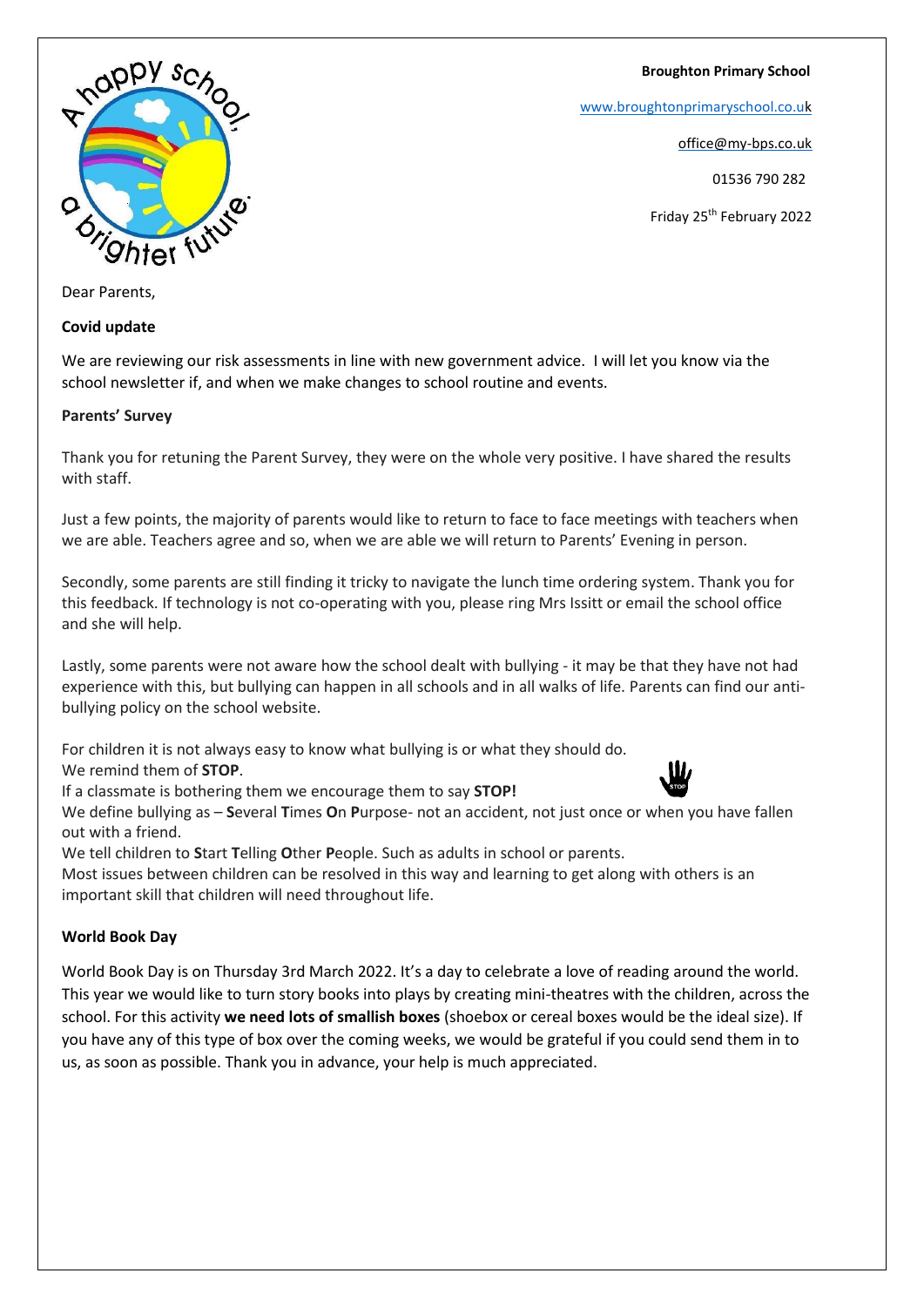**Broughton Primary School**

www.broughtonprimaryschool.co.uk

office@my-bps.co.uk

01536 790 282

Friday 25th February 2022

Dear Parents,

**Covid update**

We are reviewing our risk assessments in line with new government advice. I will let you know via the school newsletter if, and when we make changes to school routine and events.

**Parents' Survey**

Thank you for retuning the Parent Survey, they were on the whole very positive. I have shared the results with staff.

Just a few points, the majority of parents would like to return to face to face meetings with teachers when we are able. Teachers agree and so, when we are able we will return to Parents' Evening in person.

Secondly, some parents are still finding it tricky to navigate the lunch time ordering system. Thank you for this feedback. If technology is not co-operating with you, please ring Mrs Issitt or email the school office and she will help.

Lastly, some parents were not aware how the school dealt with bullying - it may be that they have not had experience with this, but bullying can happen in all schools and in all walks of life. Parents can find our anti-bullying policy on the school website.

For children it is not always easy to know what bullying is or what they should do.
We remind them of **STOP**.
If a classmate is bothering them we encourage them to say **STOP!**
We define bullying as – **S**everal **T**imes **O**n **P**urpose- not an accident, not just once or when you have fallen out with a friend.
We tell children to **S**tart **T**elling **O**ther **P**eople. Such as adults in school or parents.
Most issues between children can be resolved in this way and learning to get along with others is an important skill that children will need throughout life.

**World Book Day**

World Book Day is on Thursday 3rd March 2022. It's a day to celebrate a love of reading around the world. This year we would like to turn story books into plays by creating mini-theatres with the children, across the school. For this activity **we need lots of smallish boxes** (shoebox or cereal boxes would be the ideal size). If you have any of this type of box over the coming weeks, we would be grateful if you could send them in to us, as soon as possible. Thank you in advance, your help is much appreciated.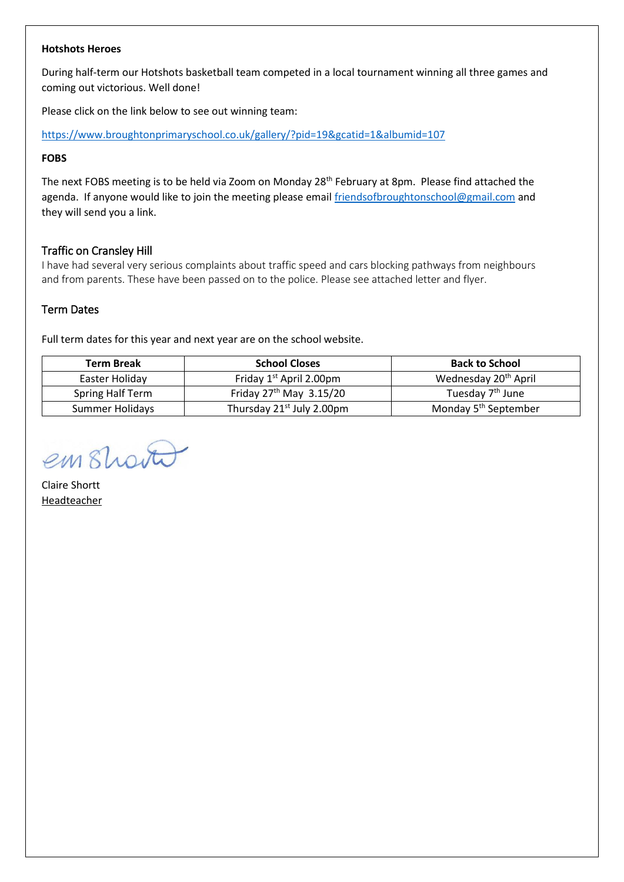**Hotshots Heroes**

During half-term our Hotshots basketball team competed in a local tournament winning all three games and coming out victorious. Well done!

Please click on the link below to see out winning team:

https://www.broughtonprimaryschool.co.uk/gallery/?pid=19&gcatid=1&albumid=107

**FOBS**

The next FOBS meeting is to be held via Zoom on Monday 28th February at 8pm. Please find attached the agenda. If anyone would like to join the meeting please email friendsofbroughtonschool@gmail.com and they will send you a link.

## Traffic on Cransley Hill

I have had several very serious complaints about traffic speed and cars blocking pathways from neighbours and from parents. These have been passed on to the police. Please see attached letter and flyer.

## Term Dates

Full term dates for this year and next year are on the school website.

| Term Break | School Closes | Back to School |
|---|---|---|
| Easter Holiday | Friday 1st April 2.00pm | Wednesday 20th April |
| Spring Half Term | Friday 27th May 3.15/20 | Tuesday 7th June |
| Summer Holidays | Thursday 21st July 2.00pm | Monday 5th September |

Claire Shortt
Headteacher